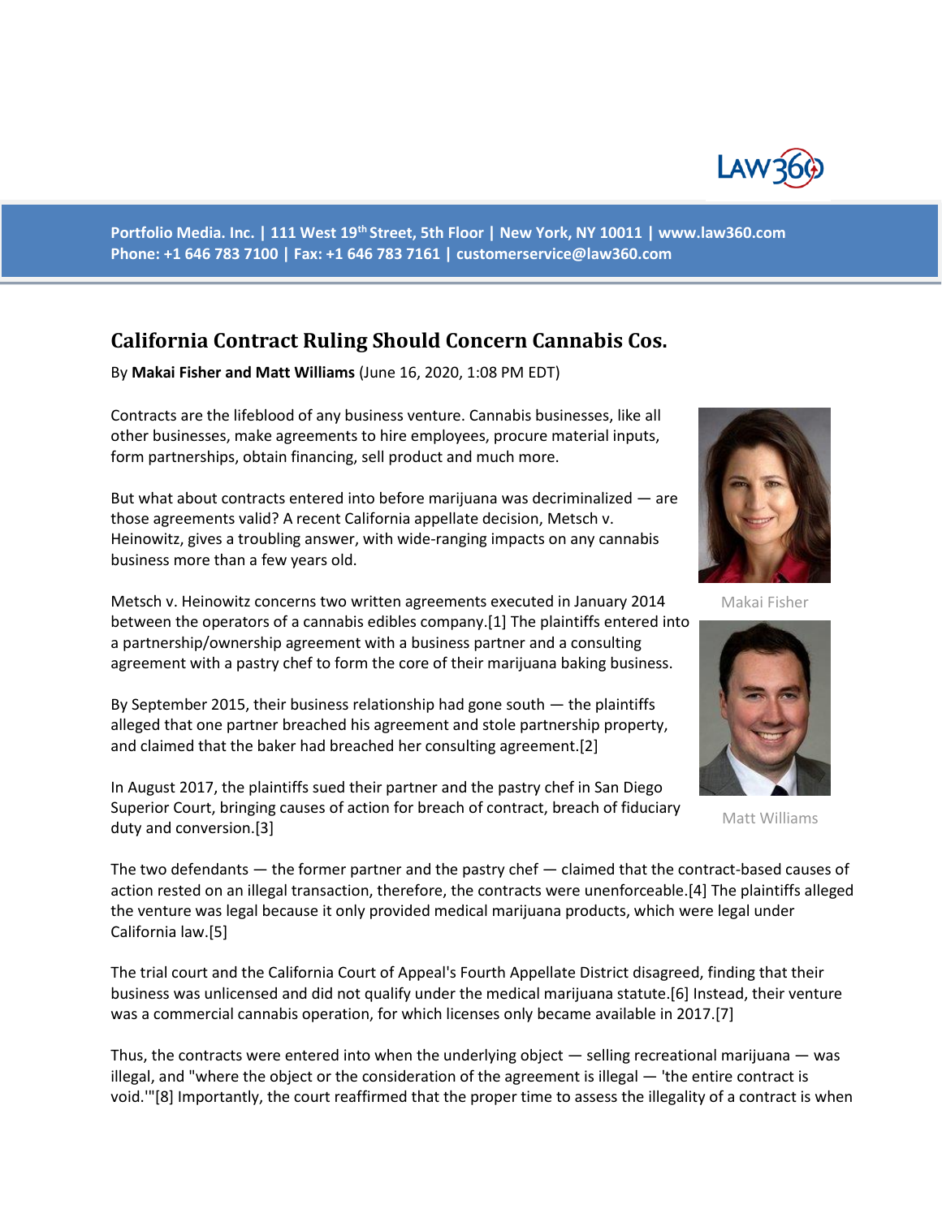Portfolio Media. Inc. | 111 West 19th Street, 5th Floor | New York, NY 10011 | www.law360.com
Phone: +1 646 783 7100 | Fax: +1 646 783 7161 | customerservice@law360.com

# California Contract Ruling Should Concern Cannabis Cos.

By **Makai Fisher and Matt Williams** (June 16, 2020, 1:08 PM EDT)

Contracts are the lifeblood of any business venture. Cannabis businesses, like all other businesses, make agreements to hire employees, procure material inputs, form partnerships, obtain financing, sell product and much more.

But what about contracts entered into before marijuana was decriminalized — are those agreements valid? A recent California appellate decision, Metsch v. Heinowitz, gives a troubling answer, with wide-ranging impacts on any cannabis business more than a few years old.

Makai Fisher

Matt Williams

Metsch v. Heinowitz concerns two written agreements executed in January 2014 between the operators of a cannabis edibles company.[1] The plaintiffs entered into a partnership/ownership agreement with a business partner and a consulting agreement with a pastry chef to form the core of their marijuana baking business.

By September 2015, their business relationship had gone south — the plaintiffs alleged that one partner breached his agreement and stole partnership property, and claimed that the baker had breached her consulting agreement.[2]

In August 2017, the plaintiffs sued their partner and the pastry chef in San Diego Superior Court, bringing causes of action for breach of contract, breach of fiduciary duty and conversion.[3]

The two defendants — the former partner and the pastry chef — claimed that the contract-based causes of action rested on an illegal transaction, therefore, the contracts were unenforceable.[4] The plaintiffs alleged the venture was legal because it only provided medical marijuana products, which were legal under California law.[5]

The trial court and the California Court of Appeal's Fourth Appellate District disagreed, finding that their business was unlicensed and did not qualify under the medical marijuana statute.[6] Instead, their venture was a commercial cannabis operation, for which licenses only became available in 2017.[7]

Thus, the contracts were entered into when the underlying object — selling recreational marijuana — was illegal, and "where the object or the consideration of the agreement is illegal — 'the entire contract is void.'"[8] Importantly, the court reaffirmed that the proper time to assess the illegality of a contract is when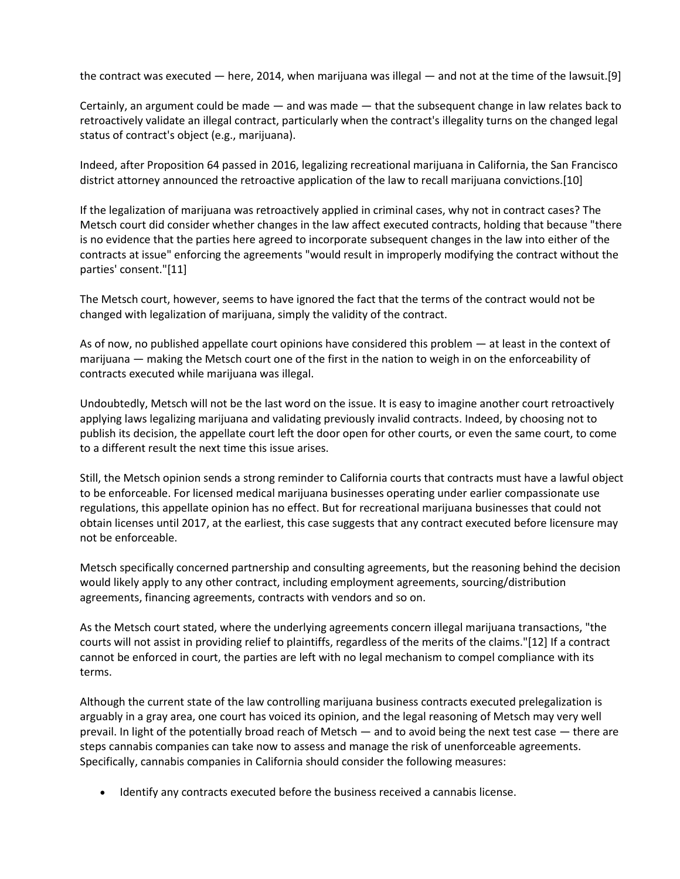the contract was executed — here, 2014, when marijuana was illegal — and not at the time of the lawsuit.[9]

Certainly, an argument could be made — and was made — that the subsequent change in law relates back to retroactively validate an illegal contract, particularly when the contract's illegality turns on the changed legal status of contract's object (e.g., marijuana).

Indeed, after Proposition 64 passed in 2016, legalizing recreational marijuana in California, the San Francisco district attorney announced the retroactive application of the law to recall marijuana convictions.[10]

If the legalization of marijuana was retroactively applied in criminal cases, why not in contract cases? The Metsch court did consider whether changes in the law affect executed contracts, holding that because "there is no evidence that the parties here agreed to incorporate subsequent changes in the law into either of the contracts at issue" enforcing the agreements "would result in improperly modifying the contract without the parties' consent."[11]

The Metsch court, however, seems to have ignored the fact that the terms of the contract would not be changed with legalization of marijuana, simply the validity of the contract.

As of now, no published appellate court opinions have considered this problem — at least in the context of marijuana — making the Metsch court one of the first in the nation to weigh in on the enforceability of contracts executed while marijuana was illegal.

Undoubtedly, Metsch will not be the last word on the issue. It is easy to imagine another court retroactively applying laws legalizing marijuana and validating previously invalid contracts. Indeed, by choosing not to publish its decision, the appellate court left the door open for other courts, or even the same court, to come to a different result the next time this issue arises.

Still, the Metsch opinion sends a strong reminder to California courts that contracts must have a lawful object to be enforceable. For licensed medical marijuana businesses operating under earlier compassionate use regulations, this appellate opinion has no effect. But for recreational marijuana businesses that could not obtain licenses until 2017, at the earliest, this case suggests that any contract executed before licensure may not be enforceable.

Metsch specifically concerned partnership and consulting agreements, but the reasoning behind the decision would likely apply to any other contract, including employment agreements, sourcing/distribution agreements, financing agreements, contracts with vendors and so on.

As the Metsch court stated, where the underlying agreements concern illegal marijuana transactions, "the courts will not assist in providing relief to plaintiffs, regardless of the merits of the claims."[12] If a contract cannot be enforced in court, the parties are left with no legal mechanism to compel compliance with its terms.

Although the current state of the law controlling marijuana business contracts executed prelegalization is arguably in a gray area, one court has voiced its opinion, and the legal reasoning of Metsch may very well prevail. In light of the potentially broad reach of Metsch — and to avoid being the next test case — there are steps cannabis companies can take now to assess and manage the risk of unenforceable agreements. Specifically, cannabis companies in California should consider the following measures:

- Identify any contracts executed before the business received a cannabis license.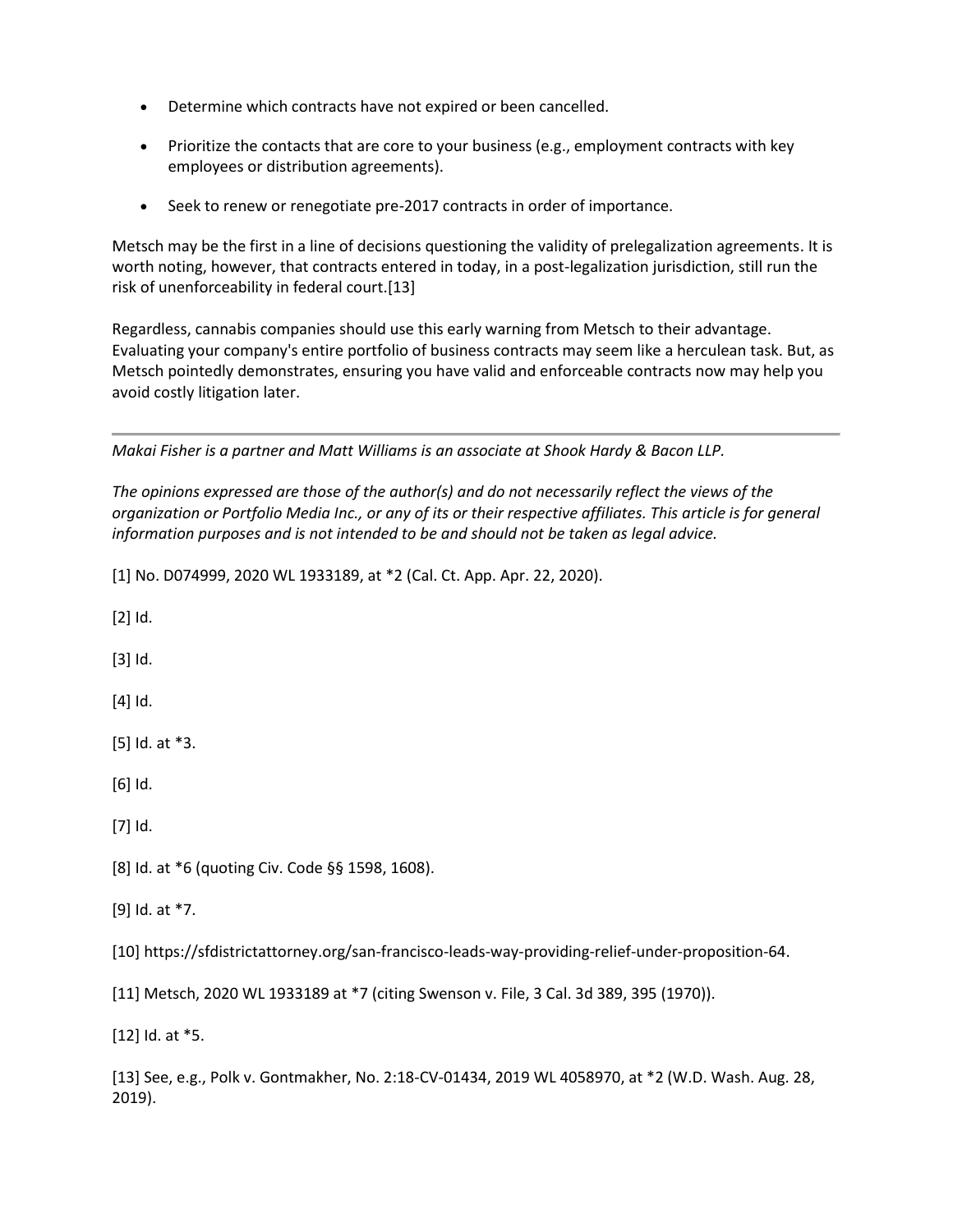- Determine which contracts have not expired or been cancelled.
- Prioritize the contacts that are core to your business (e.g., employment contracts with key employees or distribution agreements).
- Seek to renew or renegotiate pre-2017 contracts in order of importance.

Metsch may be the first in a line of decisions questioning the validity of prelegalization agreements. It is worth noting, however, that contracts entered in today, in a post-legalization jurisdiction, still run the risk of unenforceability in federal court.[13]

Regardless, cannabis companies should use this early warning from Metsch to their advantage. Evaluating your company's entire portfolio of business contracts may seem like a herculean task. But, as Metsch pointedly demonstrates, ensuring you have valid and enforceable contracts now may help you avoid costly litigation later.

---

*Makai Fisher is a partner and Matt Williams is an associate at Shook Hardy & Bacon LLP.*

*The opinions expressed are those of the author(s) and do not necessarily reflect the views of the organization or Portfolio Media Inc., or any of its or their respective affiliates. This article is for general information purposes and is not intended to be and should not be taken as legal advice.*

[1] No. D074999, 2020 WL 1933189, at *2 (Cal. Ct. App. Apr. 22, 2020).

[2] Id.

[3] Id.

[4] Id.

[5] Id. at *3.

[6] Id.

[7] Id.

[8] Id. at *6 (quoting Civ. Code §§ 1598, 1608).

[9] Id. at *7.

[10] https://sfdistrictattorney.org/san-francisco-leads-way-providing-relief-under-proposition-64.

[11] Metsch, 2020 WL 1933189 at *7 (citing Swenson v. File, 3 Cal. 3d 389, 395 (1970)).

[12] Id. at *5.

[13] See, e.g., Polk v. Gontmakher, No. 2:18-CV-01434, 2019 WL 4058970, at *2 (W.D. Wash. Aug. 28, 2019).